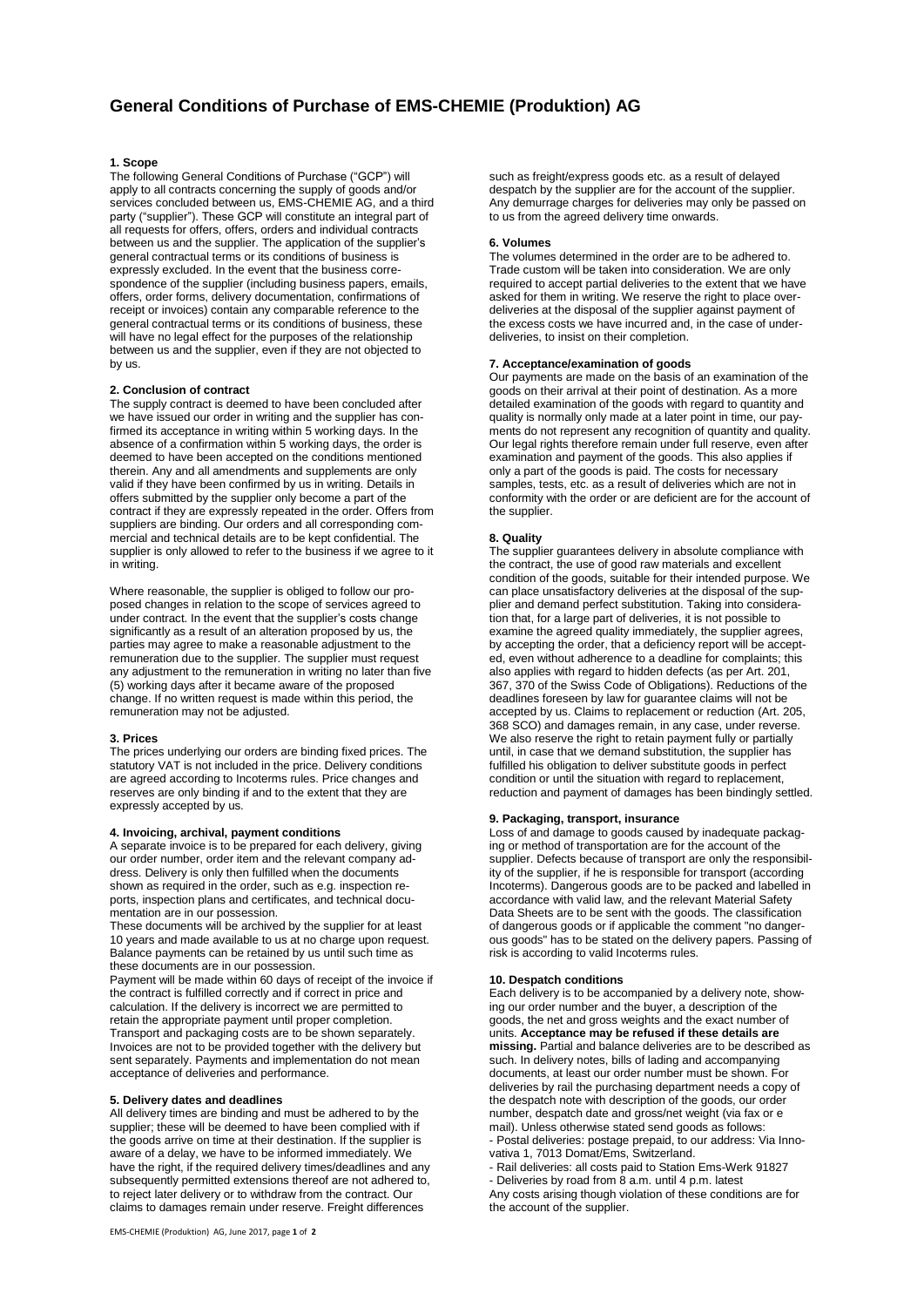# General Conditions of Purchase of EMS-CHEMIE (Produktion) AG

## 1. Scope

The following General Conditions of Purchase ("GCP") will apply to all contracts concerning the supply of goods and/or services concluded between us, EMS-CHEMIE AG, and a third party ("supplier"). These GCP will constitute an integral part of all requests for offers, offers, orders and individual contracts between us and the supplier. The application of the supplier's general contractual terms or its conditions of business is expressly excluded. In the event that the business correspondence of the supplier (including business papers, emails, offers, order forms, delivery documentation, confirmations of receipt or invoices) contain any comparable reference to the general contractual terms or its conditions of business, these will have no legal effect for the purposes of the relationship between us and the supplier, even if they are not objected to by us.

## 2. Conclusion of contract

The supply contract is deemed to have been concluded after we have issued our order in writing and the supplier has confirmed its acceptance in writing within 5 working days. In the absence of a confirmation within 5 working days, the order is deemed to have been accepted on the conditions mentioned therein. Any and all amendments and supplements are only valid if they have been confirmed by us in writing. Details in offers submitted by the supplier only become a part of the contract if they are expressly repeated in the order. Offers from suppliers are binding. Our orders and all corresponding commercial and technical details are to be kept confidential. The supplier is only allowed to refer to the business if we agree to it in writing.

Where reasonable, the supplier is obliged to follow our proposed changes in relation to the scope of services agreed to under contract. In the event that the supplier's costs change significantly as a result of an alteration proposed by us, the parties may agree to make a reasonable adjustment to the remuneration due to the supplier. The supplier must request any adjustment to the remuneration in writing no later than five (5) working days after it became aware of the proposed change. If no written request is made within this period, the remuneration may not be adjusted.

## 3. Prices

The prices underlying our orders are binding fixed prices. The statutory VAT is not included in the price. Delivery conditions are agreed according to Incoterms rules. Price changes and reserves are only binding if and to the extent that they are expressly accepted by us.

## 4. Invoicing, archival, payment conditions

A separate invoice is to be prepared for each delivery, giving our order number, order item and the relevant company address. Delivery is only then fulfilled when the documents shown as required in the order, such as e.g. inspection reports, inspection plans and certificates, and technical documentation are in our possession.

These documents will be archived by the supplier for at least 10 years and made available to us at no charge upon request. Balance payments can be retained by us until such time as these documents are in our possession.

Payment will be made within 60 days of receipt of the invoice if the contract is fulfilled correctly and if correct in price and calculation. If the delivery is incorrect we are permitted to retain the appropriate payment until proper completion. Transport and packaging costs are to be shown separately. Invoices are not to be provided together with the delivery but sent separately. Payments and implementation do not mean acceptance of deliveries and performance.

## 5. Delivery dates and deadlines

All delivery times are binding and must be adhered to by the supplier; these will be deemed to have been complied with if the goods arrive on time at their destination. If the supplier is aware of a delay, we have to be informed immediately. We have the right, if the required delivery times/deadlines and any subsequently permitted extensions thereof are not adhered to, to reject later delivery or to withdraw from the contract. Our claims to damages remain under reserve. Freight differences such as freight/express goods etc. as a result of delayed despatch by the supplier are for the account of the supplier. Any demurrage charges for deliveries may only be passed on to us from the agreed delivery time onwards.

## 6. Volumes

The volumes determined in the order are to be adhered to. Trade custom will be taken into consideration. We are only required to accept partial deliveries to the extent that we have asked for them in writing. We reserve the right to place over-deliveries at the disposal of the supplier against payment of the excess costs we have incurred and, in the case of under-deliveries, to insist on their completion.

## 7. Acceptance/examination of goods

Our payments are made on the basis of an examination of the goods on their arrival at their point of destination. As a more detailed examination of the goods with regard to quantity and quality is normally only made at a later point in time, our payments do not represent any recognition of quantity and quality. Our legal rights therefore remain under full reserve, even after examination and payment of the goods. This also applies if only a part of the goods is paid. The costs for necessary samples, tests, etc. as a result of deliveries which are not in conformity with the order or are deficient are for the account of the supplier.

## 8. Quality

The supplier guarantees delivery in absolute compliance with the contract, the use of good raw materials and excellent condition of the goods, suitable for their intended purpose. We can place unsatisfactory deliveries at the disposal of the supplier and demand perfect substitution. Taking into consideration that, for a large part of deliveries, it is not possible to examine the agreed quality immediately, the supplier agrees, by accepting the order, that a deficiency report will be accepted, even without adherence to a deadline for complaints; this also applies with regard to hidden defects (as per Art. 201, 367, 370 of the Swiss Code of Obligations). Reductions of the deadlines foreseen by law for guarantee claims will not be accepted by us. Claims to replacement or reduction (Art. 205, 368 SCO) and damages remain, in any case, under reverse. We also reserve the right to retain payment fully or partially until, in case that we demand substitution, the supplier has fulfilled his obligation to deliver substitute goods in perfect condition or until the situation with regard to replacement, reduction and payment of damages has been bindingly settled.

## 9. Packaging, transport, insurance

Loss of and damage to goods caused by inadequate packaging or method of transportation are for the account of the supplier. Defects because of transport are only the responsibility of the supplier, if he is responsible for transport (according Incoterms). Dangerous goods are to be packed and labelled in accordance with valid law, and the relevant Material Safety Data Sheets are to be sent with the goods. The classification of dangerous goods or if applicable the comment "no dangerous goods" has to be stated on the delivery papers. Passing of risk is according to valid Incoterms rules.

## 10. Despatch conditions

Each delivery is to be accompanied by a delivery note, showing our order number and the buyer, a description of the goods, the net and gross weights and the exact number of units. **Acceptance may be refused if these details are missing.** Partial and balance deliveries are to be described as such. In delivery notes, bills of lading and accompanying documents, at least our order number must be shown. For deliveries by rail the purchasing department needs a copy of the despatch note with description of the goods, our order number, despatch date and gross/net weight (via fax or e mail). Unless otherwise stated send goods as follows:

- Postal deliveries: postage prepaid, to our address: Via Innovativa 1, 7013 Domat/Ems, Switzerland.
- Rail deliveries: all costs paid to Station Ems-Werk 91827
- Deliveries by road from 8 a.m. until 4 p.m. latest

Any costs arising though violation of these conditions are for the account of the supplier.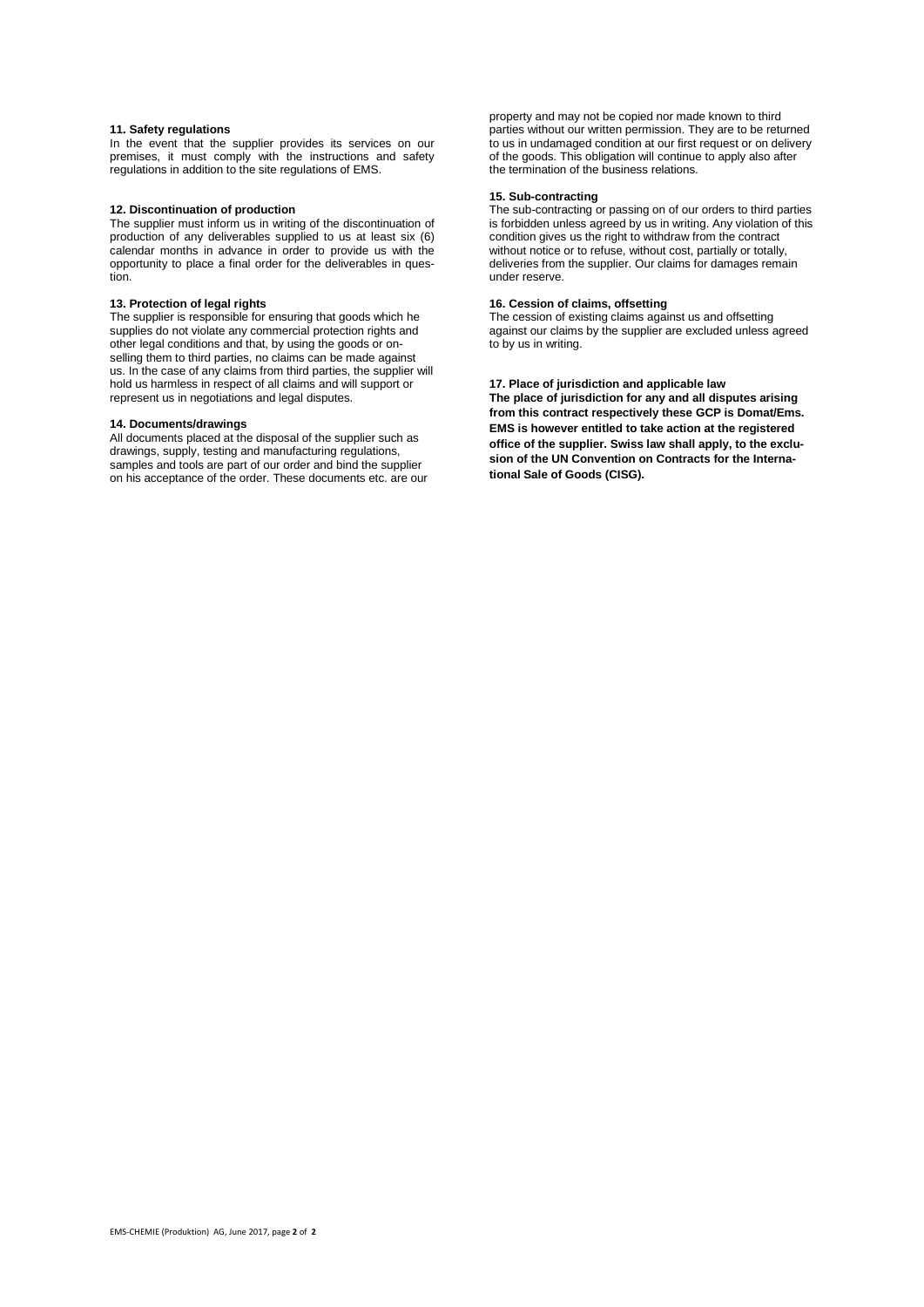#### 11. Safety regulations

In the event that the supplier provides its services on our premises, it must comply with the instructions and safety regulations in addition to the site regulations of EMS.

#### 12. Discontinuation of production

The supplier must inform us in writing of the discontinuation of production of any deliverables supplied to us at least six (6) calendar months in advance in order to provide us with the opportunity to place a final order for the deliverables in question.

#### 13. Protection of legal rights

The supplier is responsible for ensuring that goods which he supplies do not violate any commercial protection rights and other legal conditions and that, by using the goods or on-selling them to third parties, no claims can be made against us. In the case of any claims from third parties, the supplier will hold us harmless in respect of all claims and will support or represent us in negotiations and legal disputes.

#### 14. Documents/drawings

All documents placed at the disposal of the supplier such as drawings, supply, testing and manufacturing regulations, samples and tools are part of our order and bind the supplier on his acceptance of the order. These documents etc. are our property and may not be copied nor made known to third parties without our written permission. They are to be returned to us in undamaged condition at our first request or on delivery of the goods. This obligation will continue to apply also after the termination of the business relations.

#### 15. Sub-contracting

The sub-contracting or passing on of our orders to third parties is forbidden unless agreed by us in writing. Any violation of this condition gives us the right to withdraw from the contract without notice or to refuse, without cost, partially or totally, deliveries from the supplier. Our claims for damages remain under reserve.

#### 16. Cession of claims, offsetting

The cession of existing claims against us and offsetting against our claims by the supplier are excluded unless agreed to by us in writing.

#### 17. Place of jurisdiction and applicable law

**The place of jurisdiction for any and all disputes arising from this contract respectively these GCP is Domat/Ems. EMS is however entitled to take action at the registered office of the supplier. Swiss law shall apply, to the exclusion of the UN Convention on Contracts for the International Sale of Goods (CISG).**